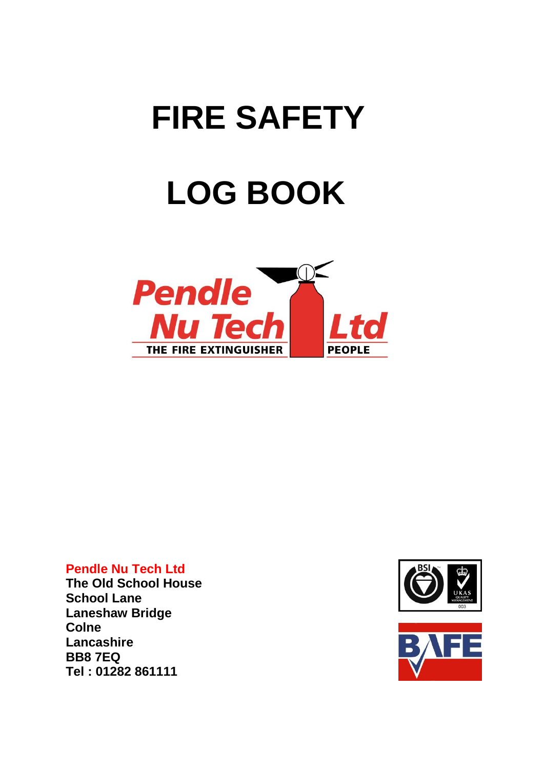# FIRE SAFETY

# LOG BOOK

**Pendle Nu Tech Ltd**
**The Old School House**
**School Lane**
**Laneshaw Bridge**
**Colne**
**Lancashire**
**BB8 7EQ**
**Tel : 01282 861111**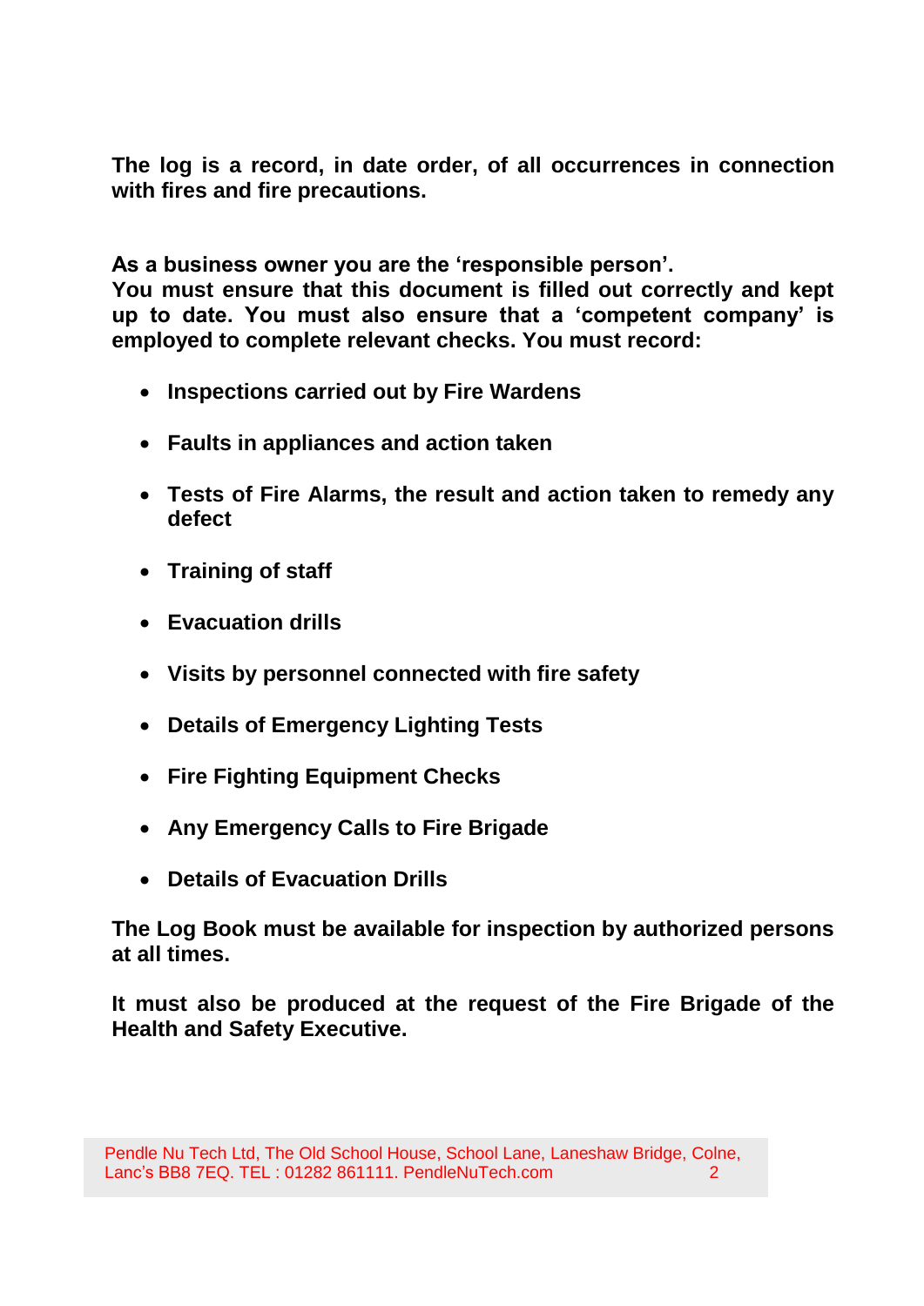**The log is a record, in date order, of all occurrences in connection with fires and fire precautions.**

**As a business owner you are the ‘responsible person’.**
**You must ensure that this document is filled out correctly and kept up to date. You must also ensure that a ‘competent company’ is employed to complete relevant checks. You must record:**

- **Inspections carried out by Fire Wardens**
- **Faults in appliances and action taken**
- **Tests of Fire Alarms, the result and action taken to remedy any defect**
- **Training of staff**
- **Evacuation drills**
- **Visits by personnel connected with fire safety**
- **Details of Emergency Lighting Tests**
- **Fire Fighting Equipment Checks**
- **Any Emergency Calls to Fire Brigade**
- **Details of Evacuation Drills**

**The Log Book must be available for inspection by authorized persons at all times.**

**It must also be produced at the request of the Fire Brigade of the Health and Safety Executive.**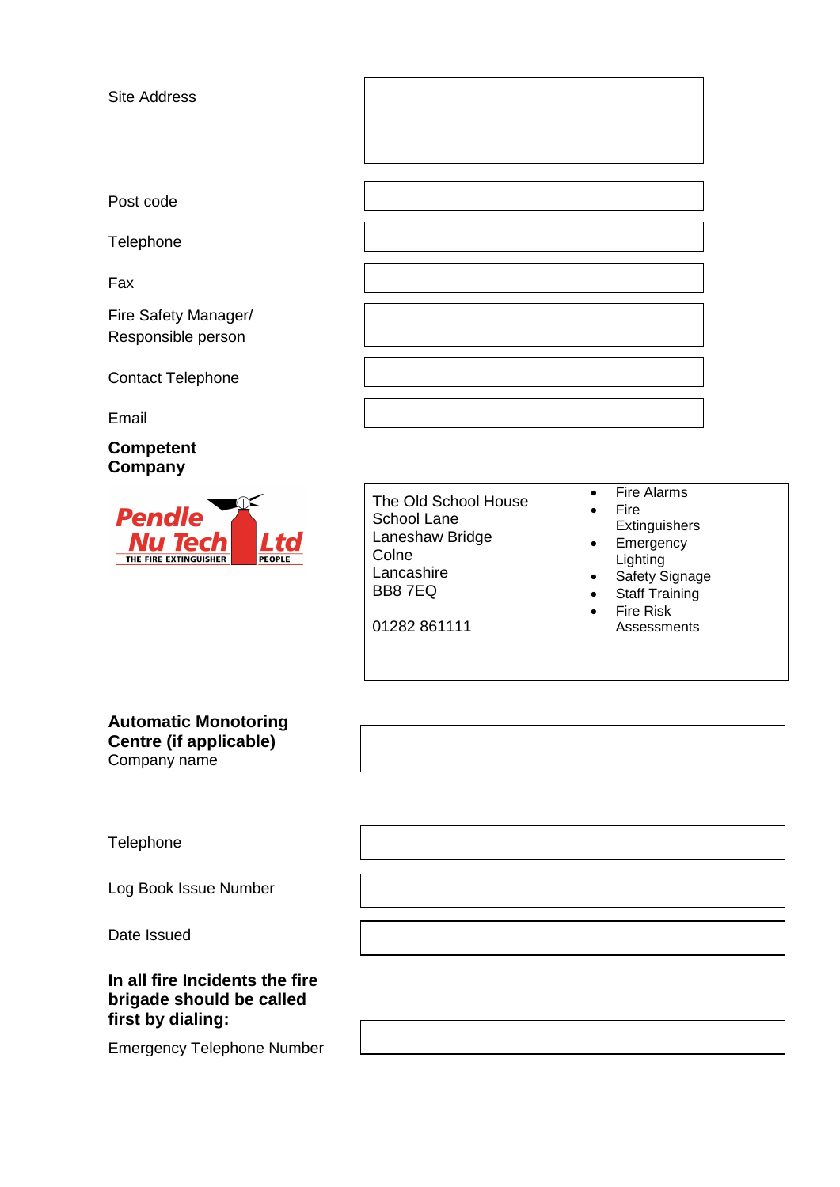| | |
|---|---|
| Site Address | |
| Post code | |
| Telephone | |
| Fax | |
| Fire Safety Manager/ Responsible person | |
| Contact Telephone | |
| Email | |

**Competent Company**

Pendle Nu Tech Ltd
THE FIRE EXTINGUISHER PEOPLE

| | |
|---|---|
| The Old School House<br>School Lane<br>Laneshaw Bridge<br>Colne<br>Lancashire<br>BB8 7EQ<br><br>01282 861111 | • Fire Alarms<br>• Fire Extinguishers<br>• Emergency Lighting<br>• Safety Signage<br>• Staff Training<br>• Fire Risk Assessments |

**Automatic Monotoring Centre (if applicable)**

| | |
|---|---|
| Company name | |
| Telephone | |
| Log Book Issue Number | |
| Date Issued | |

**In all fire Incidents the fire brigade should be called first by dialing:**

| | |
|---|---|
| Emergency Telephone Number | |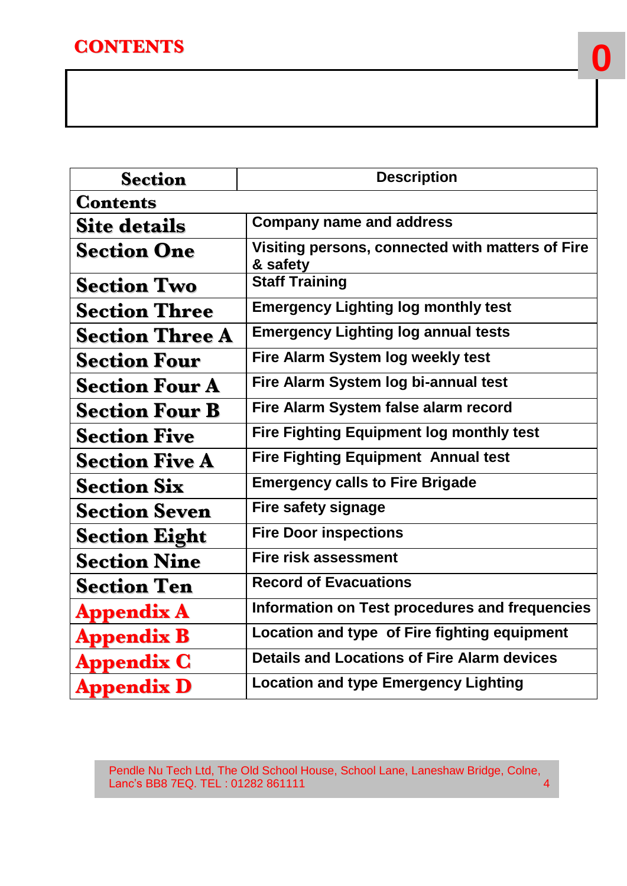# CONTENTS

0

| Section | Description |
|---|---|
| **Contents** | |
| **Site details** | **Company name and address** |
| **Section One** | **Visiting persons, connected with matters of Fire & safety** |
| **Section Two** | **Staff Training** |
| **Section Three** | **Emergency Lighting log monthly test** |
| **Section Three A** | **Emergency Lighting log annual tests** |
| **Section Four** | **Fire Alarm System log weekly test** |
| **Section Four A** | **Fire Alarm System log bi-annual test** |
| **Section Four B** | **Fire Alarm System false alarm record** |
| **Section Five** | **Fire Fighting Equipment log monthly test** |
| **Section Five A** | **Fire Fighting Equipment Annual test** |
| **Section Six** | **Emergency calls to Fire Brigade** |
| **Section Seven** | **Fire safety signage** |
| **Section Eight** | **Fire Door inspections** |
| **Section Nine** | **Fire risk assessment** |
| **Section Ten** | **Record of Evacuations** |
| **Appendix A** | **Information on Test procedures and frequencies** |
| **Appendix B** | **Location and type of Fire fighting equipment** |
| **Appendix C** | **Details and Locations of Fire Alarm devices** |
| **Appendix D** | **Location and type Emergency Lighting** |

Pendle Nu Tech Ltd, The Old School House, School Lane, Laneshaw Bridge, Colne, Lanc's BB8 7EQ. TEL : 01282 861111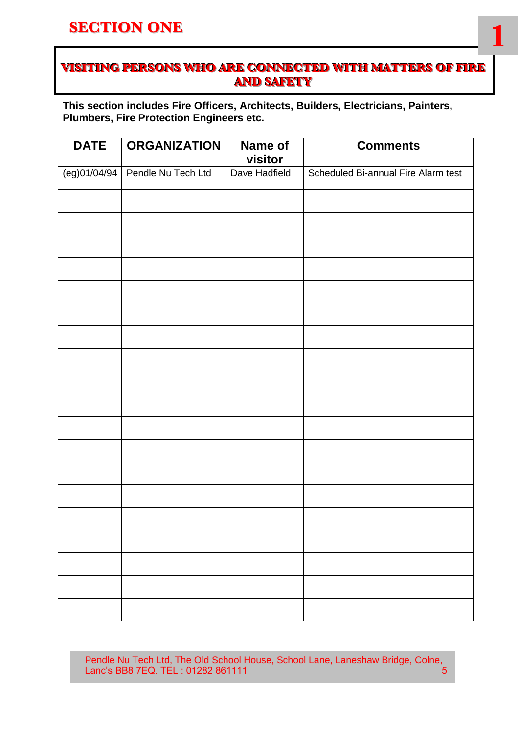# SECTION ONE

## VISITING PERSONS WHO ARE CONNECTED WITH MATTERS OF FIRE AND SAFETY

**This section includes Fire Officers, Architects, Builders, Electricians, Painters, Plumbers, Fire Protection Engineers etc.**

| DATE | ORGANIZATION | Name of visitor | Comments |
|---|---|---|---|
| (eg)01/04/94 | Pendle Nu Tech Ltd | Dave Hadfield | Scheduled Bi-annual Fire Alarm test |
| | | | |
| | | | |
| | | | |
| | | | |
| | | | |
| | | | |
| | | | |
| | | | |
| | | | |
| | | | |
| | | | |
| | | | |
| | | | |
| | | | |
| | | | |
| | | | |
| | | | |
| | | | |
| | | | |

Pendle Nu Tech Ltd, The Old School House, School Lane, Laneshaw Bridge, Colne, Lanc's BB8 7EQ. TEL : 01282 861111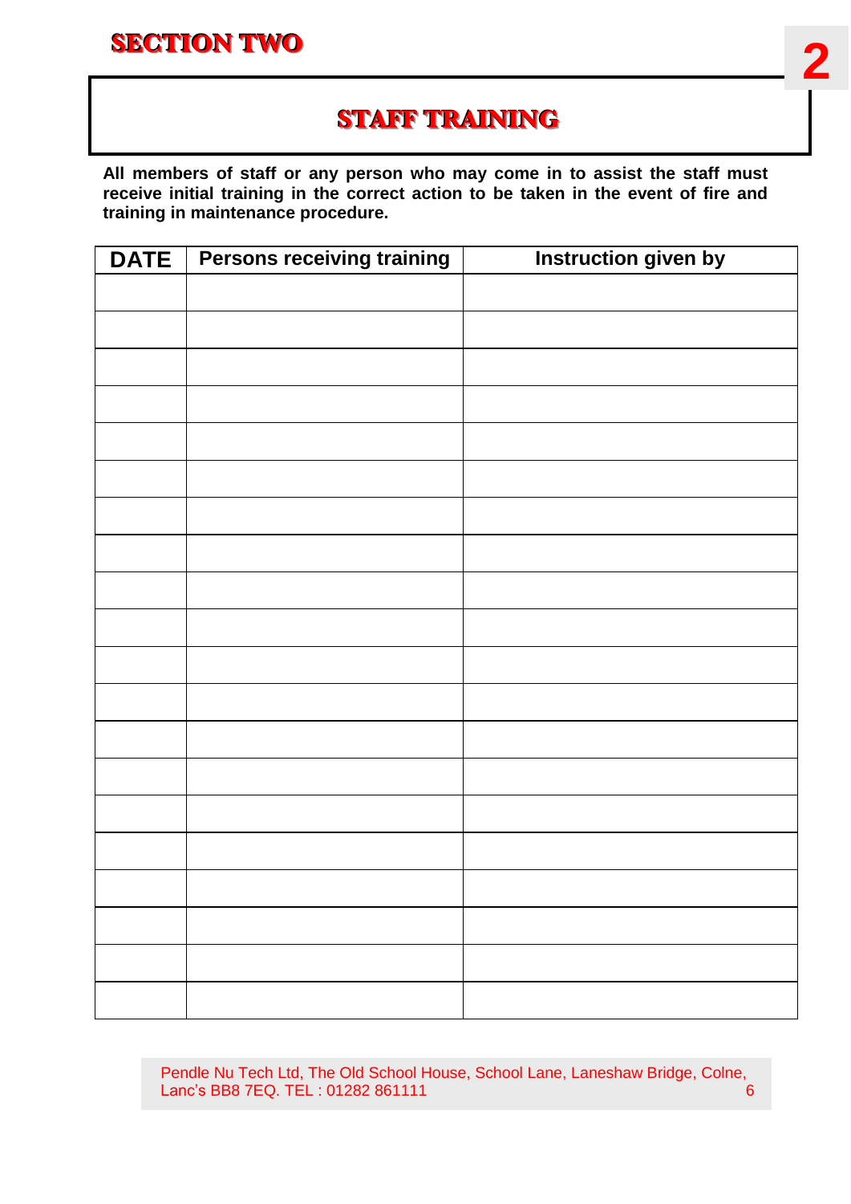# SECTION TWO

## STAFF TRAINING

**All members of staff or any person who may come in to assist the staff must receive initial training in the correct action to be taken in the event of fire and training in maintenance procedure.**

| DATE | Persons receiving training | Instruction given by |
| --- | --- | --- |
| | | |
| | | |
| | | |
| | | |
| | | |
| | | |
| | | |
| | | |
| | | |
| | | |
| | | |
| | | |
| | | |
| | | |
| | | |
| | | |
| | | |
| | | |
| | | |
| | | |

Pendle Nu Tech Ltd, The Old School House, School Lane, Laneshaw Bridge, Colne, Lanc's BB8 7EQ. TEL : 01282 861111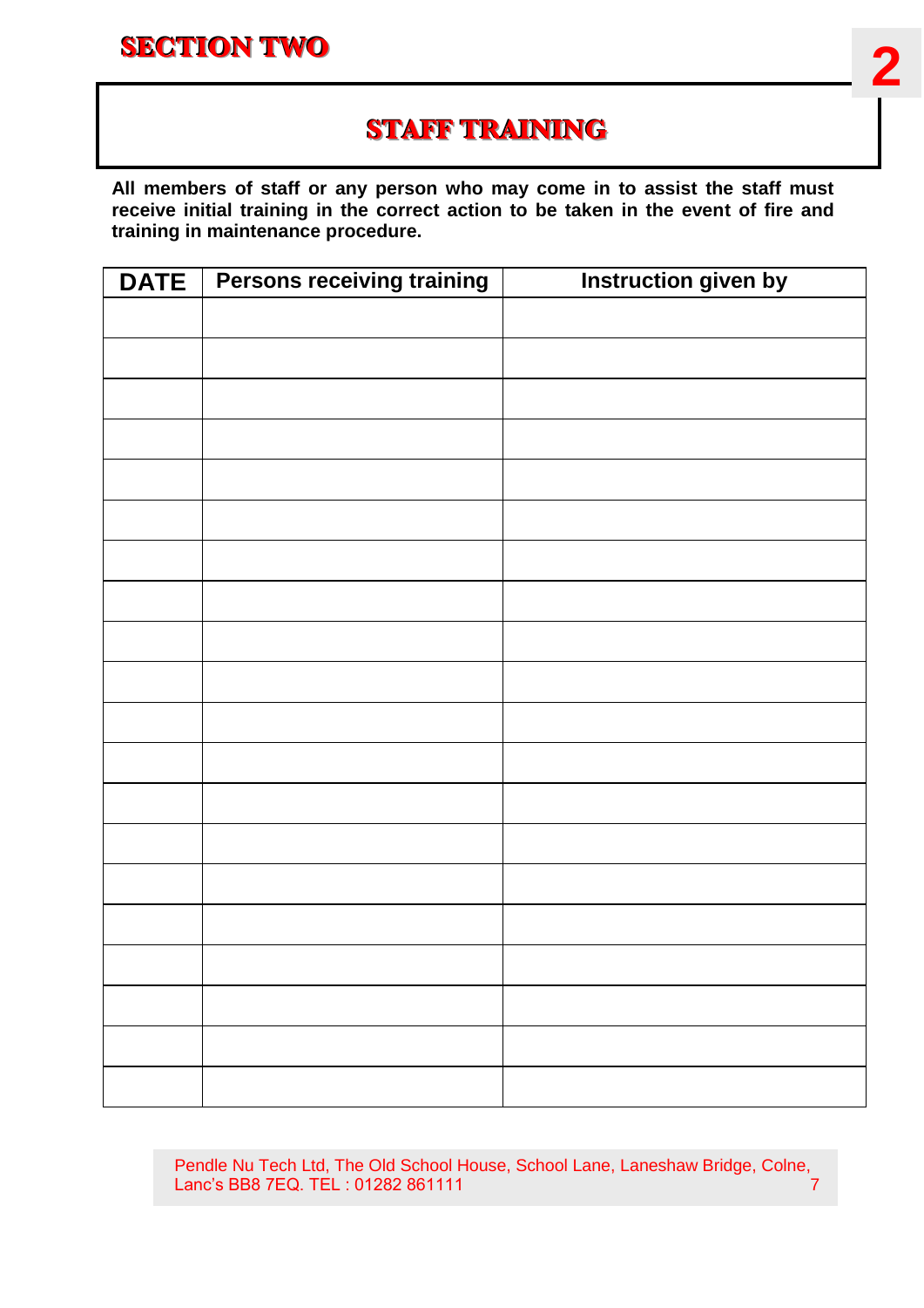# SECTION TWO

## STAFF TRAINING

**All members of staff or any person who may come in to assist the staff must receive initial training in the correct action to be taken in the event of fire and training in maintenance procedure.**

| DATE | Persons receiving training | Instruction given by |
|---|---|---|
| | | |
| | | |
| | | |
| | | |
| | | |
| | | |
| | | |
| | | |
| | | |
| | | |
| | | |
| | | |
| | | |
| | | |
| | | |
| | | |
| | | |
| | | |
| | | |
| | | |

Pendle Nu Tech Ltd, The Old School House, School Lane, Laneshaw Bridge, Colne, Lanc's BB8 7EQ. TEL : 01282 861111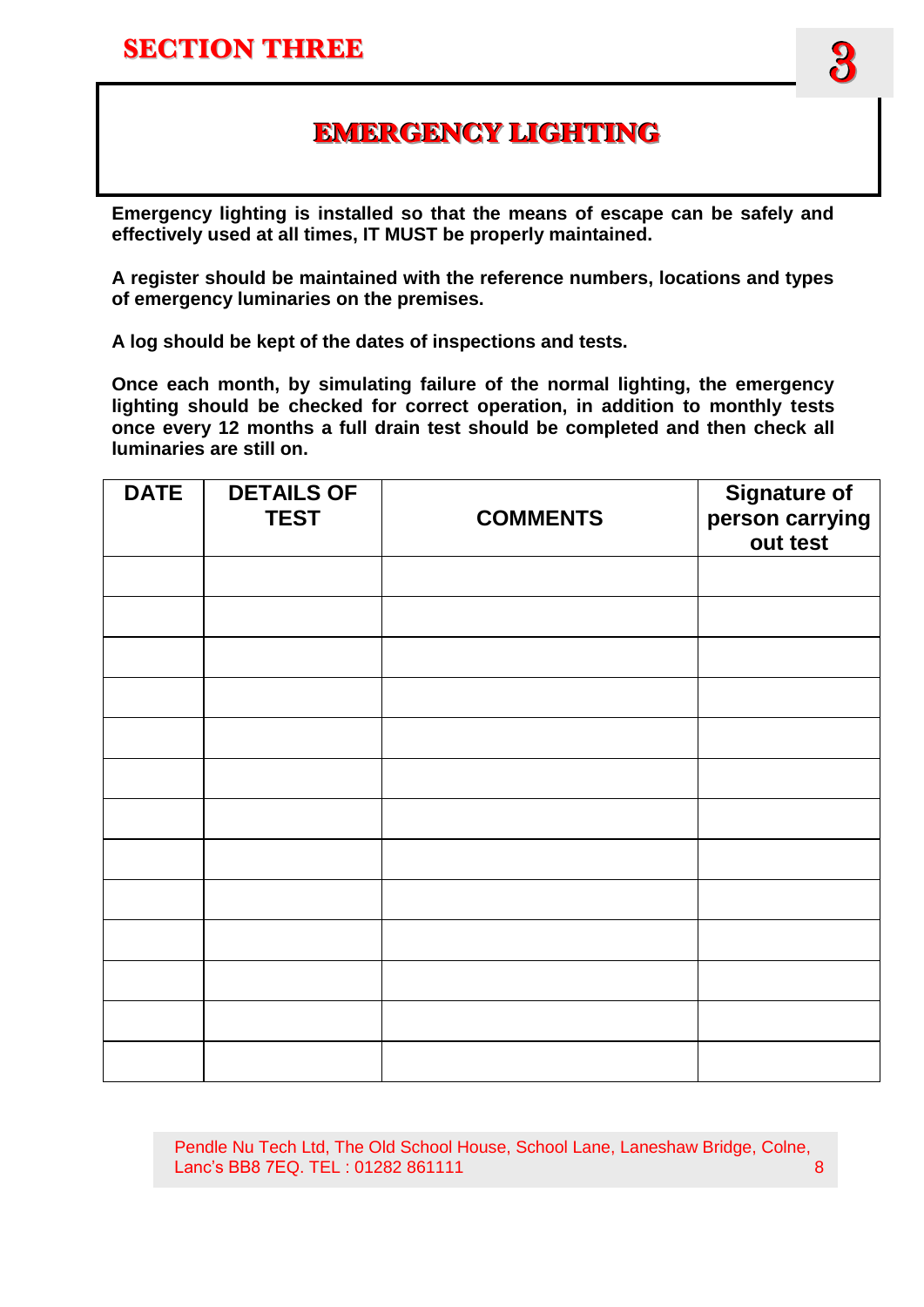## SECTION THREE

# EMERGENCY LIGHTING

**Emergency lighting is installed so that the means of escape can be safely and effectively used at all times, IT MUST be properly maintained.**

**A register should be maintained with the reference numbers, locations and types of emergency luminaries on the premises.**

**A log should be kept of the dates of inspections and tests.**

**Once each month, by simulating failure of the normal lighting, the emergency lighting should be checked for correct operation, in addition to monthly tests once every 12 months a full drain test should be completed and then check all luminaries are still on.**

| DATE | DETAILS OF TEST | COMMENTS | Signature of person carrying out test |
|---|---|---|---|
| | | | |
| | | | |
| | | | |
| | | | |
| | | | |
| | | | |
| | | | |
| | | | |
| | | | |
| | | | |
| | | | |
| | | | |
| | | | |

Pendle Nu Tech Ltd, The Old School House, School Lane, Laneshaw Bridge, Colne, Lanc's BB8 7EQ. TEL : 01282 861111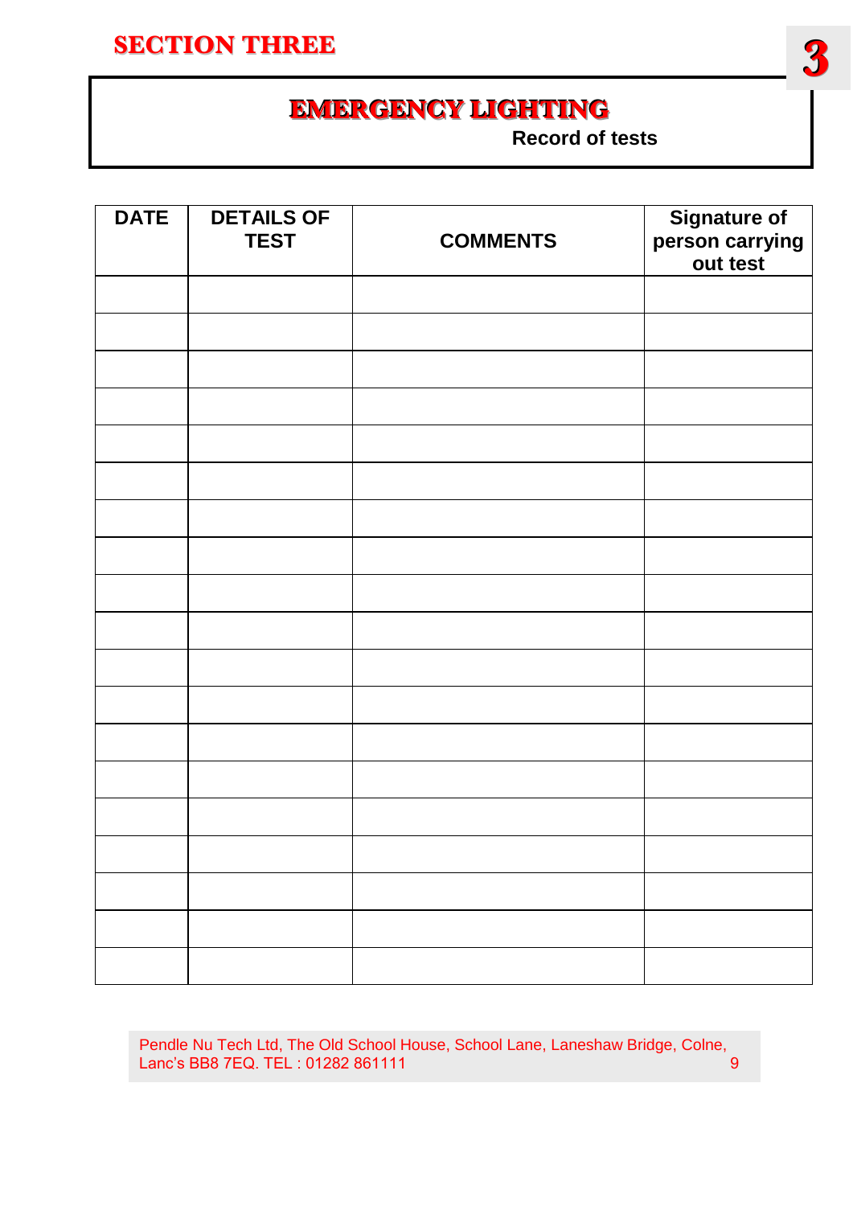# SECTION THREE

## EMERGENCY LIGHTING

**Record of tests**

| DATE | DETAILS OF TEST | COMMENTS | Signature of person carrying out test |
|---|---|---|---|
| | | | |
| | | | |
| | | | |
| | | | |
| | | | |
| | | | |
| | | | |
| | | | |
| | | | |
| | | | |
| | | | |
| | | | |
| | | | |
| | | | |
| | | | |
| | | | |
| | | | |
| | | | |
| | | | |

Pendle Nu Tech Ltd, The Old School House, School Lane, Laneshaw Bridge, Colne, Lanc's BB8 7EQ. TEL : 01282 861111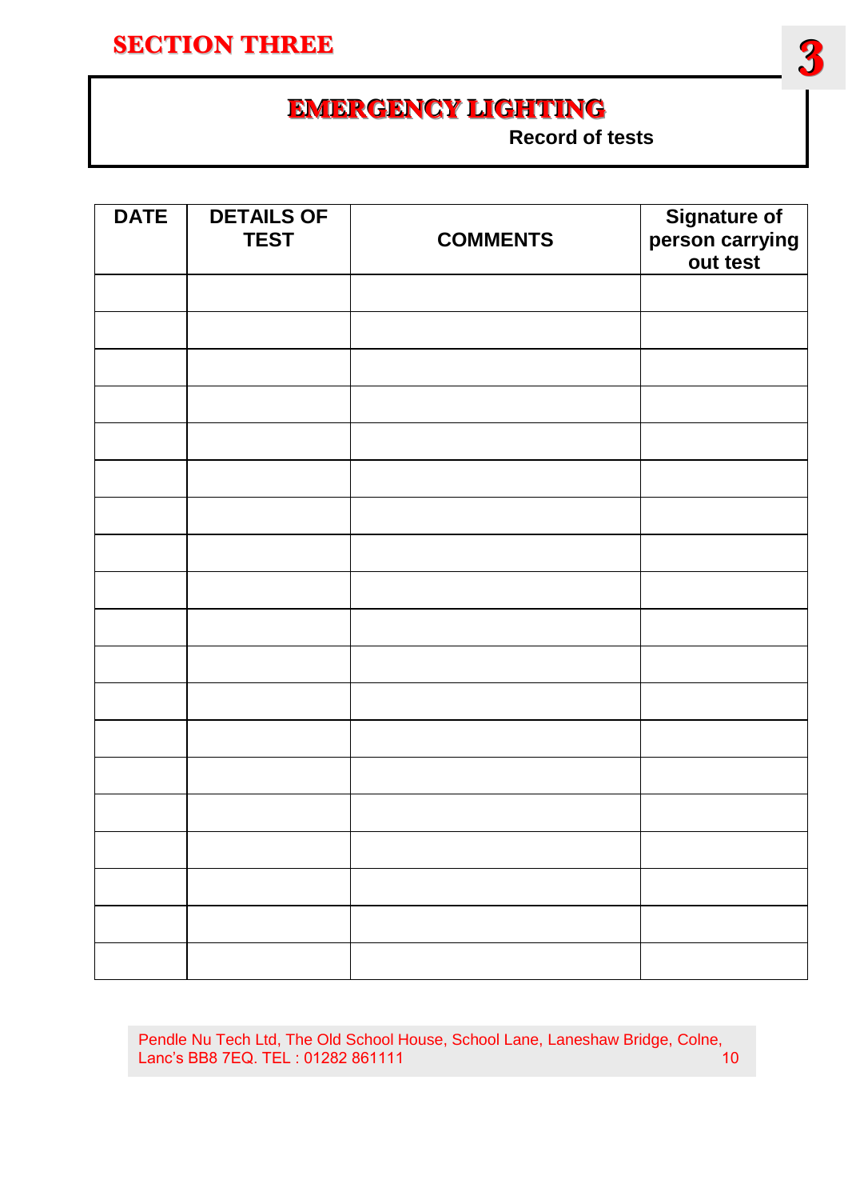# SECTION THREE

## EMERGENCY LIGHTING

**Record of tests**

| DATE | DETAILS OF TEST | COMMENTS | Signature of person carrying out test |
|---|---|---|---|
| | | | |
| | | | |
| | | | |
| | | | |
| | | | |
| | | | |
| | | | |
| | | | |
| | | | |
| | | | |
| | | | |
| | | | |
| | | | |
| | | | |
| | | | |
| | | | |
| | | | |
| | | | |
| | | | |

Pendle Nu Tech Ltd, The Old School House, School Lane, Laneshaw Bridge, Colne, Lanc's BB8 7EQ. TEL : 01282 861111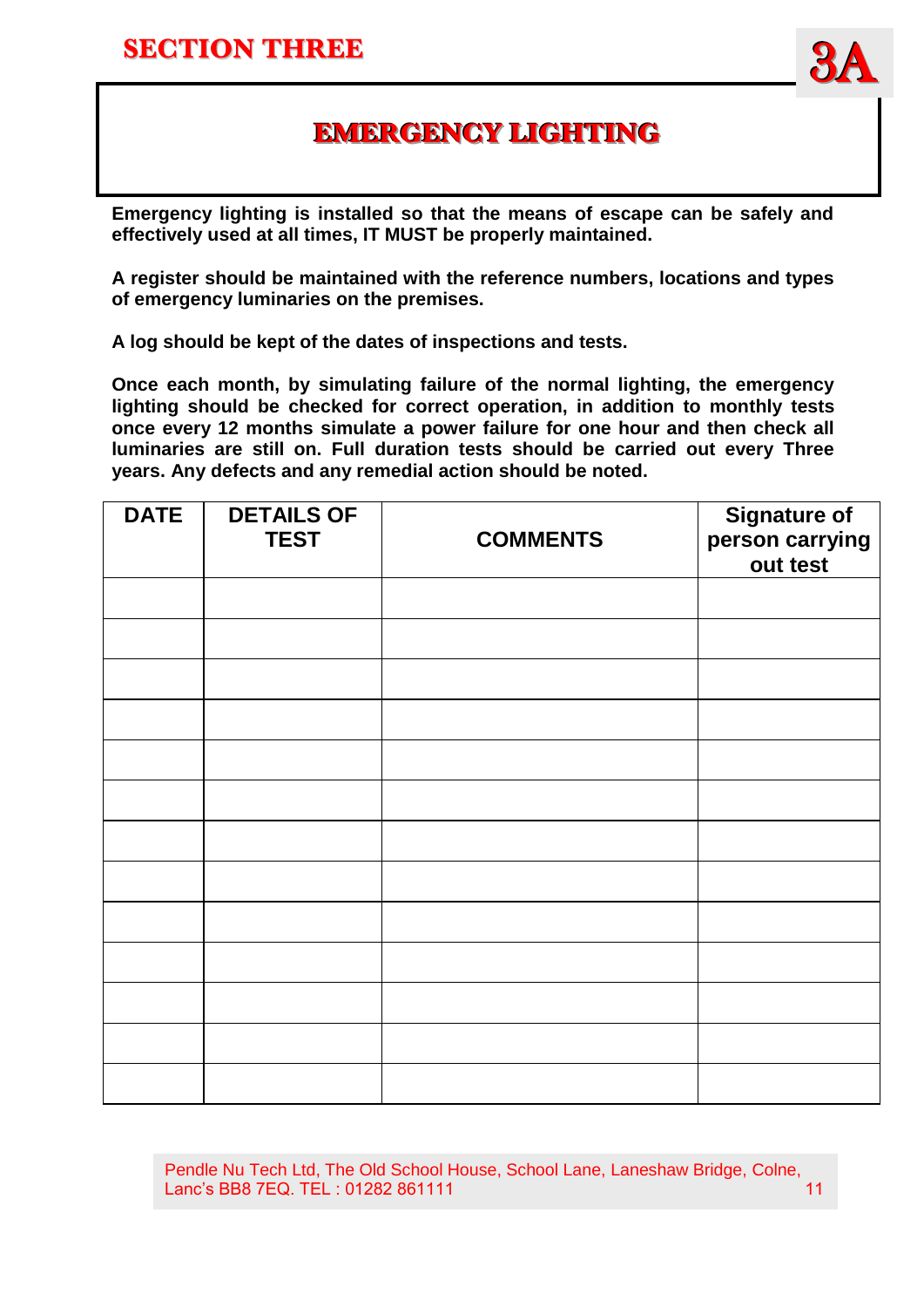# SECTION THREE

## 3A

## EMERGENCY LIGHTING

**Emergency lighting is installed so that the means of escape can be safely and effectively used at all times, IT MUST be properly maintained.**

**A register should be maintained with the reference numbers, locations and types of emergency luminaries on the premises.**

**A log should be kept of the dates of inspections and tests.**

**Once each month, by simulating failure of the normal lighting, the emergency lighting should be checked for correct operation, in addition to monthly tests once every 12 months simulate a power failure for one hour and then check all luminaries are still on. Full duration tests should be carried out every Three years. Any defects and any remedial action should be noted.**

| DATE | DETAILS OF TEST | COMMENTS | Signature of person carrying out test |
|---|---|---|---|
| | | | |
| | | | |
| | | | |
| | | | |
| | | | |
| | | | |
| | | | |
| | | | |
| | | | |
| | | | |
| | | | |
| | | | |
| | | | |

Pendle Nu Tech Ltd, The Old School House, School Lane, Laneshaw Bridge, Colne, Lanc's BB8 7EQ. TEL : 01282 861111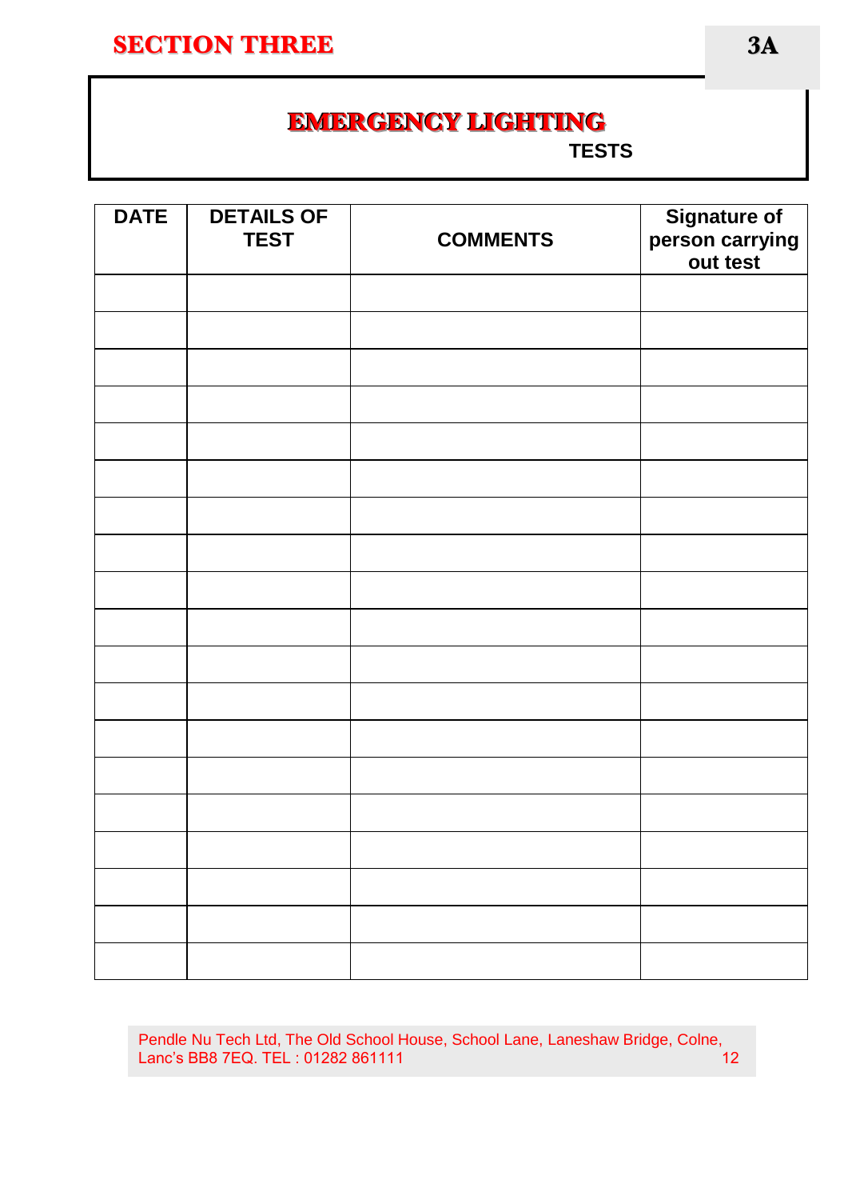# SECTION THREE

**3A**

## EMERGENCY LIGHTING

**TESTS**

| DATE | DETAILS OF TEST | COMMENTS | Signature of person carrying out test |
|---|---|---|---|
| | | | |
| | | | |
| | | | |
| | | | |
| | | | |
| | | | |
| | | | |
| | | | |
| | | | |
| | | | |
| | | | |
| | | | |
| | | | |
| | | | |
| | | | |
| | | | |
| | | | |
| | | | |
| | | | |

Pendle Nu Tech Ltd, The Old School House, School Lane, Laneshaw Bridge, Colne, Lanc's BB8 7EQ. TEL : 01282 861111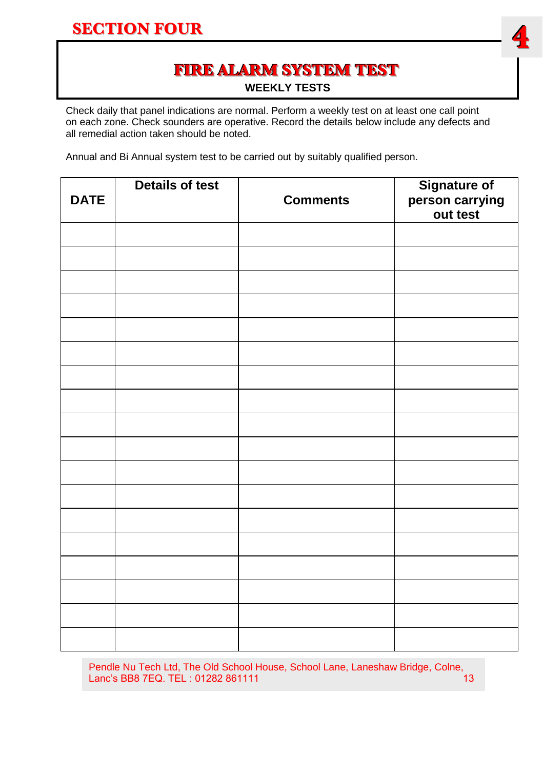# SECTION FOUR

## FIRE ALARM SYSTEM TEST

**WEEKLY TESTS**

Check daily that panel indications are normal. Perform a weekly test on at least one call point on each zone. Check sounders are operative. Record the details below include any defects and all remedial action taken should be noted.

Annual and Bi Annual system test to be carried out by suitably qualified person.

| DATE | Details of test | Comments | Signature of person carrying out test |
|---|---|---|---|
| | | | |
| | | | |
| | | | |
| | | | |
| | | | |
| | | | |
| | | | |
| | | | |
| | | | |
| | | | |
| | | | |
| | | | |
| | | | |
| | | | |
| | | | |
| | | | |
| | | | |
| | | | |

Pendle Nu Tech Ltd, The Old School House, School Lane, Laneshaw Bridge, Colne, Lanc's BB8 7EQ. TEL : 01282 861111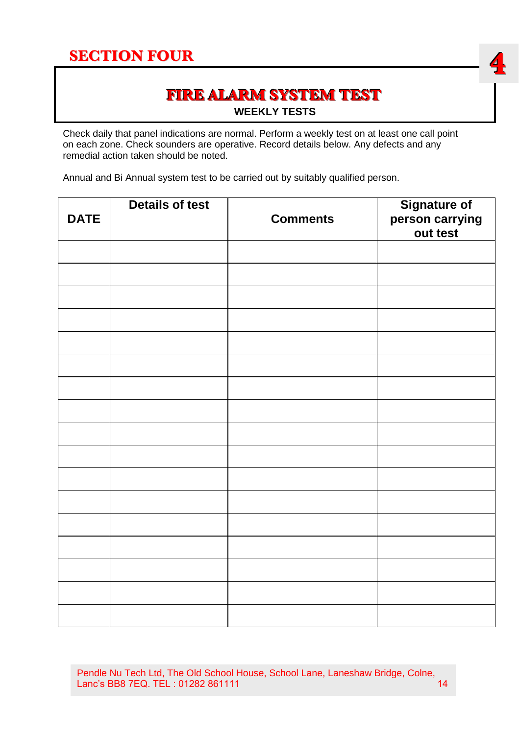## SECTION FOUR

# FIRE ALARM SYSTEM TEST

**WEEKLY TESTS**

Check daily that panel indications are normal. Perform a weekly test on at least one call point on each zone. Check sounders are operative. Record details below. Any defects and any remedial action taken should be noted.

Annual and Bi Annual system test to be carried out by suitably qualified person.

| DATE | Details of test | Comments | Signature of person carrying out test |
|---|---|---|---|
| | | | |
| | | | |
| | | | |
| | | | |
| | | | |
| | | | |
| | | | |
| | | | |
| | | | |
| | | | |
| | | | |
| | | | |
| | | | |
| | | | |
| | | | |
| | | | |
| | | | |

Pendle Nu Tech Ltd, The Old School House, School Lane, Laneshaw Bridge, Colne, Lanc's BB8 7EQ. TEL : 01282 861111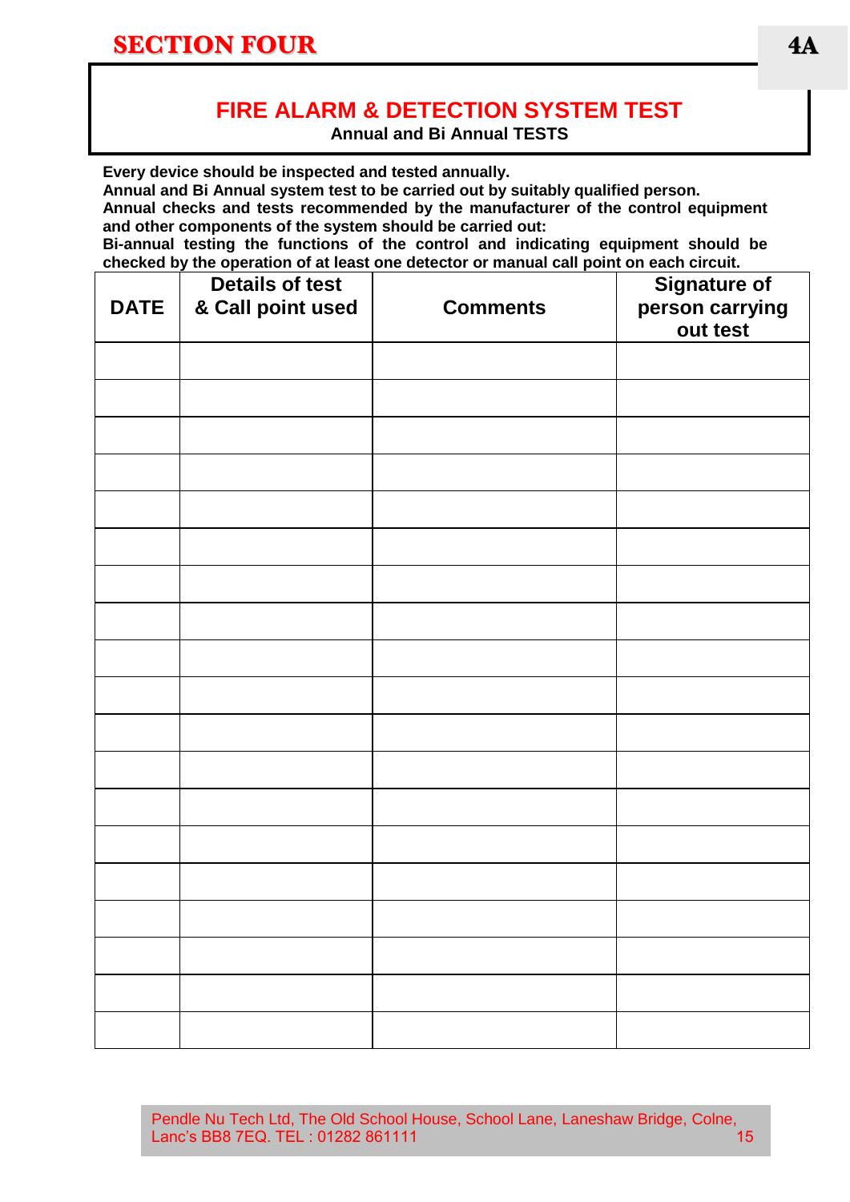# SECTION FOUR

4A

## FIRE ALARM & DETECTION SYSTEM TEST

**Annual and Bi Annual TESTS**

**Every device should be inspected and tested annually.**
**Annual and Bi Annual system test to be carried out by suitably qualified person.**
**Annual checks and tests recommended by the manufacturer of the control equipment and other components of the system should be carried out:**
**Bi-annual testing the functions of the control and indicating equipment should be checked by the operation of at least one detector or manual call point on each circuit.**

| DATE | Details of test & Call point used | Comments | Signature of person carrying out test |
|---|---|---|---|
| | | | |
| | | | |
| | | | |
| | | | |
| | | | |
| | | | |
| | | | |
| | | | |
| | | | |
| | | | |
| | | | |
| | | | |
| | | | |
| | | | |
| | | | |
| | | | |
| | | | |
| | | | |
| | | | |

Pendle Nu Tech Ltd, The Old School House, School Lane, Laneshaw Bridge, Colne, Lanc's BB8 7EQ. TEL : 01282 861111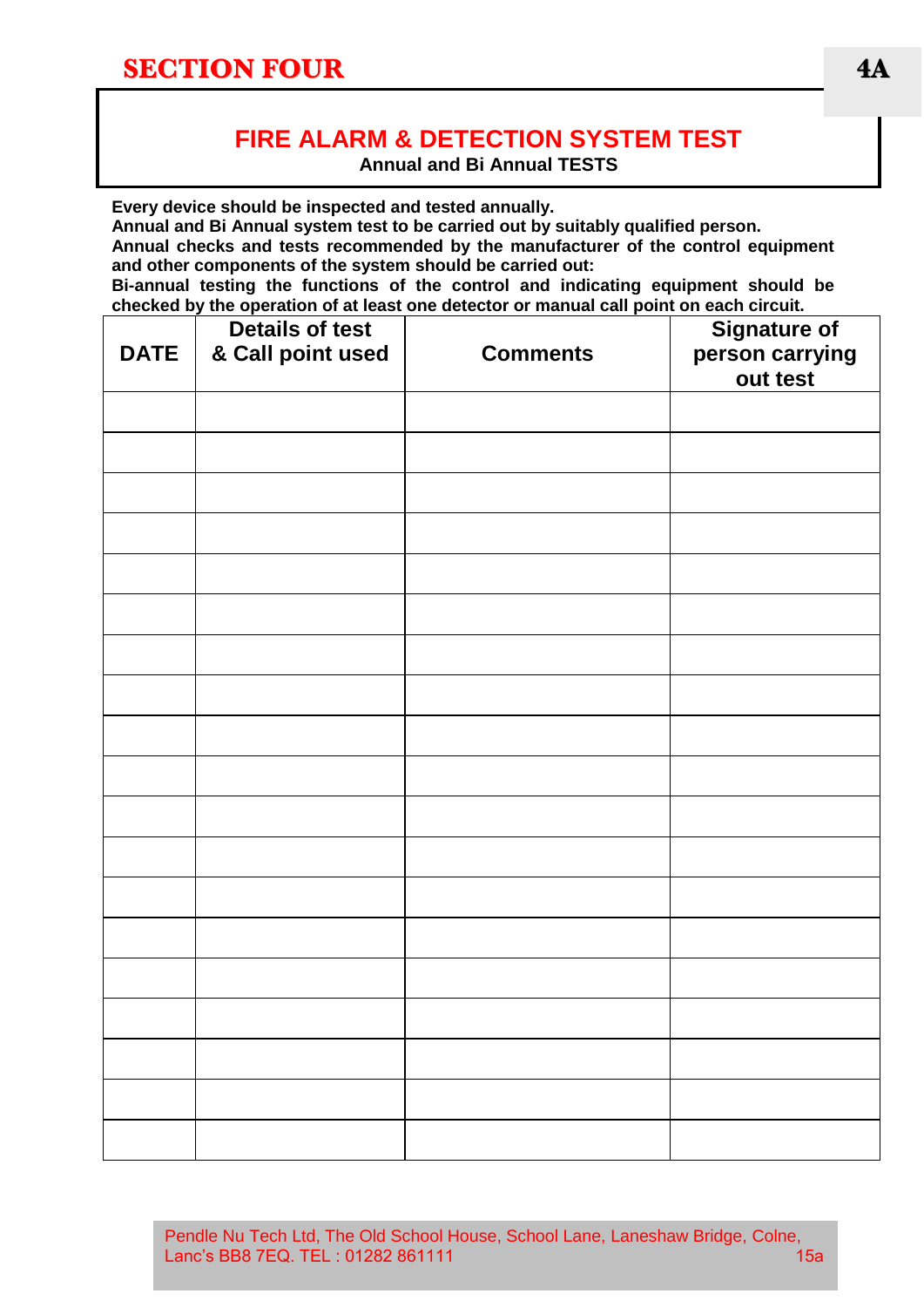## SECTION FOUR

# FIRE ALARM & DETECTION SYSTEM TEST

**Annual and Bi Annual TESTS**

**Every device should be inspected and tested annually.**
**Annual and Bi Annual system test to be carried out by suitably qualified person.**
**Annual checks and tests recommended by the manufacturer of the control equipment and other components of the system should be carried out:**
**Bi-annual testing the functions of the control and indicating equipment should be checked by the operation of at least one detector or manual call point on each circuit.**

| DATE | Details of test & Call point used | Comments | Signature of person carrying out test |
|---|---|---|---|
| | | | |
| | | | |
| | | | |
| | | | |
| | | | |
| | | | |
| | | | |
| | | | |
| | | | |
| | | | |
| | | | |
| | | | |
| | | | |
| | | | |
| | | | |
| | | | |
| | | | |
| | | | |
| | | | |

Pendle Nu Tech Ltd, The Old School House, School Lane, Laneshaw Bridge, Colne, Lanc's BB8 7EQ. TEL : 01282 861111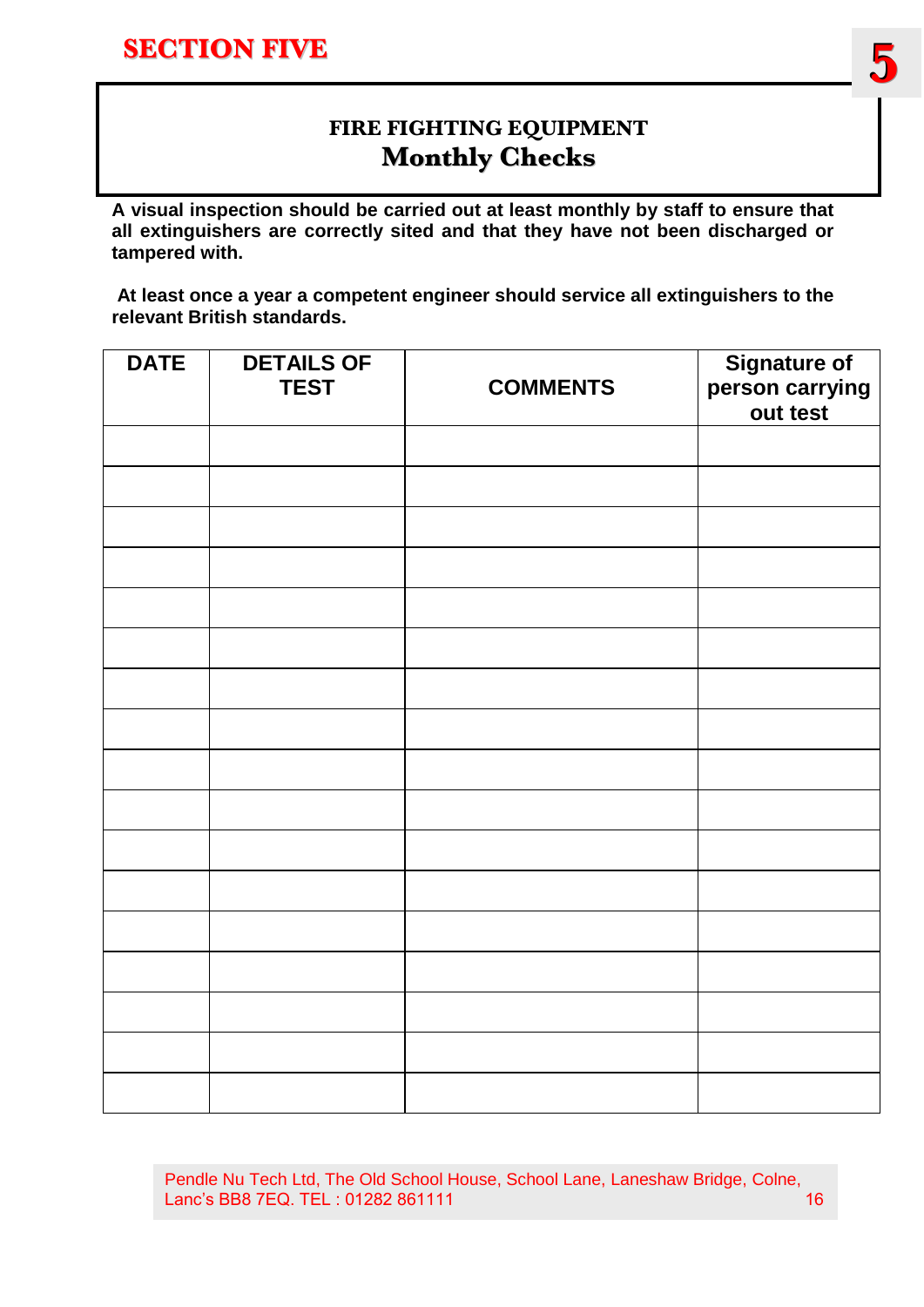# SECTION FIVE

## FIRE FIGHTING EQUIPMENT
## Monthly Checks

**A visual inspection should be carried out at least monthly by staff to ensure that all extinguishers are correctly sited and that they have not been discharged or tampered with.**

**At least once a year a competent engineer should service all extinguishers to the relevant British standards.**

| DATE | DETAILS OF TEST | COMMENTS | Signature of person carrying out test |
|---|---|---|---|
| | | | |
| | | | |
| | | | |
| | | | |
| | | | |
| | | | |
| | | | |
| | | | |
| | | | |
| | | | |
| | | | |
| | | | |
| | | | |
| | | | |
| | | | |
| | | | |
| | | | |

Pendle Nu Tech Ltd, The Old School House, School Lane, Laneshaw Bridge, Colne, Lanc's BB8 7EQ. TEL : 01282 861111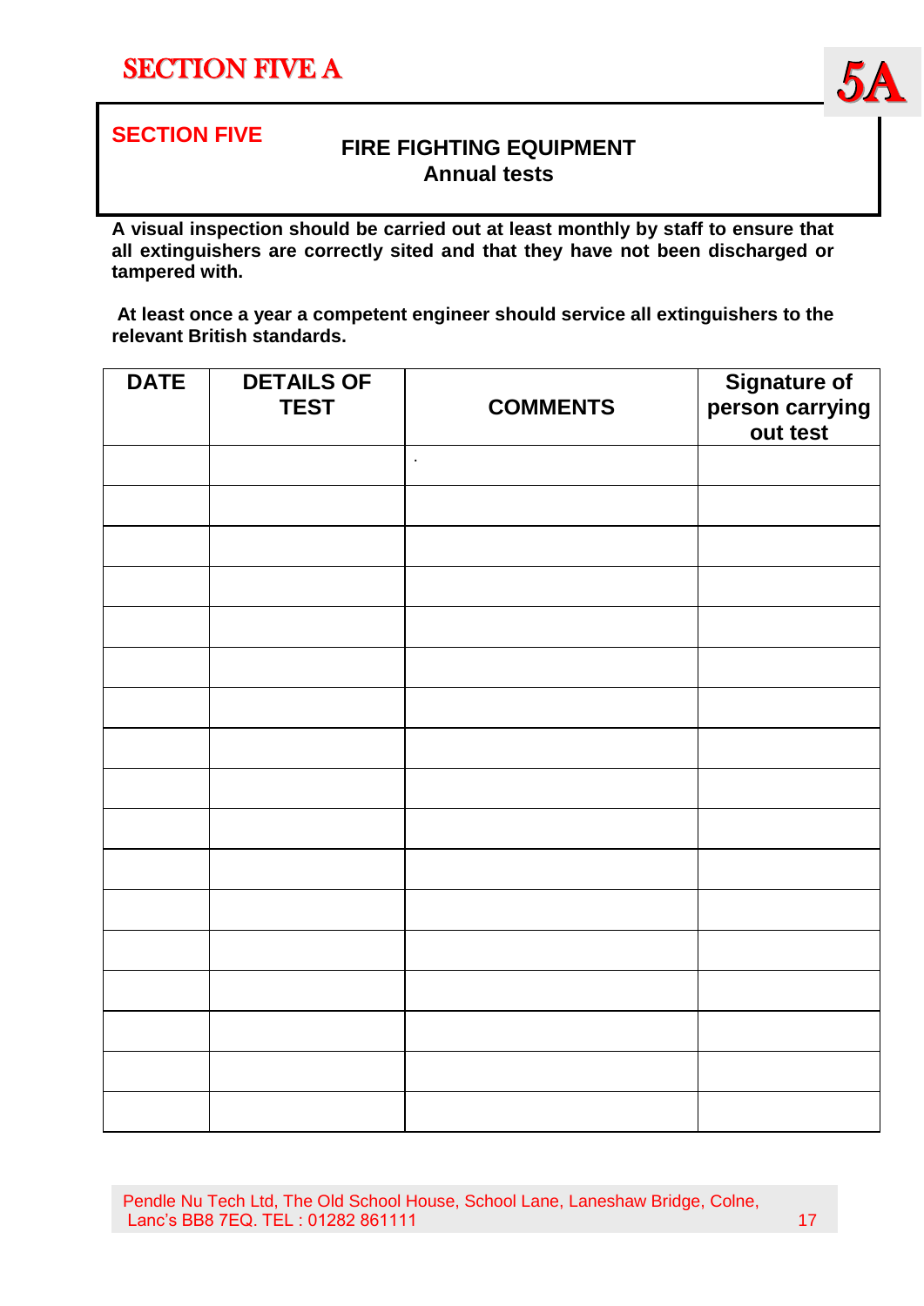# SECTION FIVE A

**5A**

## SECTION FIVE

### FIRE FIGHTING EQUIPMENT
### Annual tests

**A visual inspection should be carried out at least monthly by staff to ensure that all extinguishers are correctly sited and that they have not been discharged or tampered with.**

**At least once a year a competent engineer should service all extinguishers to the relevant British standards.**

| DATE | DETAILS OF TEST | COMMENTS | Signature of person carrying out test |
|---|---|---|---|
| | | . | |
| | | | |
| | | | |
| | | | |
| | | | |
| | | | |
| | | | |
| | | | |
| | | | |
| | | | |
| | | | |
| | | | |
| | | | |
| | | | |
| | | | |
| | | | |
| | | | |

Pendle Nu Tech Ltd, The Old School House, School Lane, Laneshaw Bridge, Colne, Lanc's BB8 7EQ. TEL : 01282 861111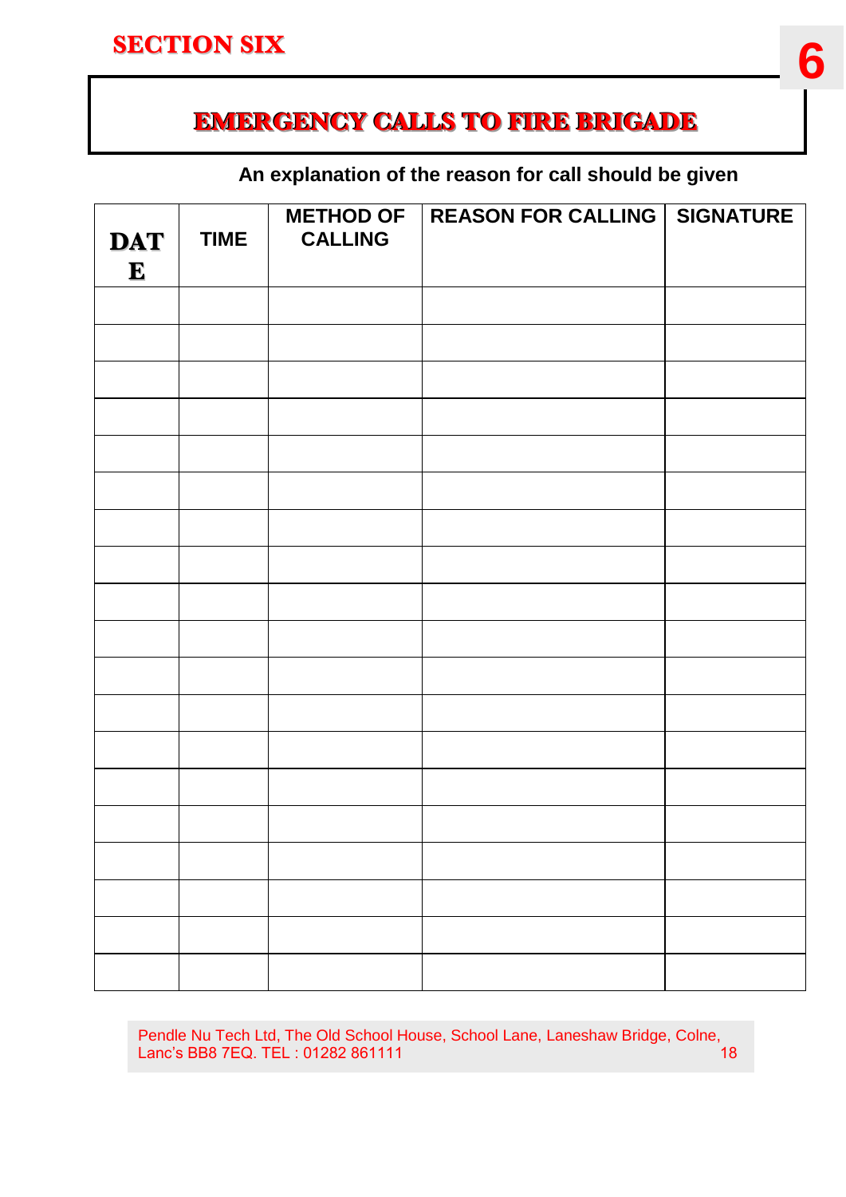## SECTION SIX

# EMERGENCY CALLS TO FIRE BRIGADE

**An explanation of the reason for call should be given**

| DATE | TIME | METHOD OF CALLING | REASON FOR CALLING | SIGNATURE |
|---|---|---|---|---|
| | | | | |
| | | | | |
| | | | | |
| | | | | |
| | | | | |
| | | | | |
| | | | | |
| | | | | |
| | | | | |
| | | | | |
| | | | | |
| | | | | |
| | | | | |
| | | | | |
| | | | | |
| | | | | |
| | | | | |
| | | | | |
| | | | | |

Pendle Nu Tech Ltd, The Old School House, School Lane, Laneshaw Bridge, Colne, Lanc's BB8 7EQ. TEL : 01282 861111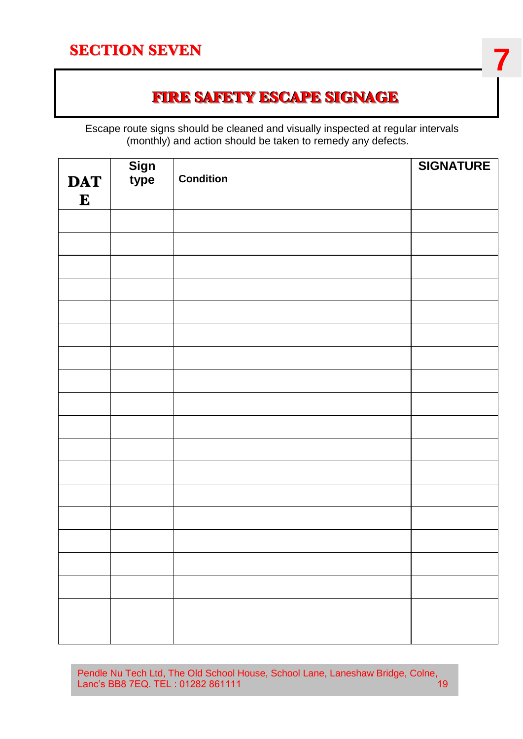# SECTION SEVEN

## FIRE SAFETY ESCAPE SIGNAGE

Escape route signs should be cleaned and visually inspected at regular intervals (monthly) and action should be taken to remedy any defects.

| DATE | Sign type | Condition | SIGNATURE |
|---|---|---|---|
| | | | |
| | | | |
| | | | |
| | | | |
| | | | |
| | | | |
| | | | |
| | | | |
| | | | |
| | | | |
| | | | |
| | | | |
| | | | |
| | | | |
| | | | |
| | | | |
| | | | |
| | | | |
| | | | |

Pendle Nu Tech Ltd, The Old School House, School Lane, Laneshaw Bridge, Colne, Lanc's BB8 7EQ. TEL : 01282 861111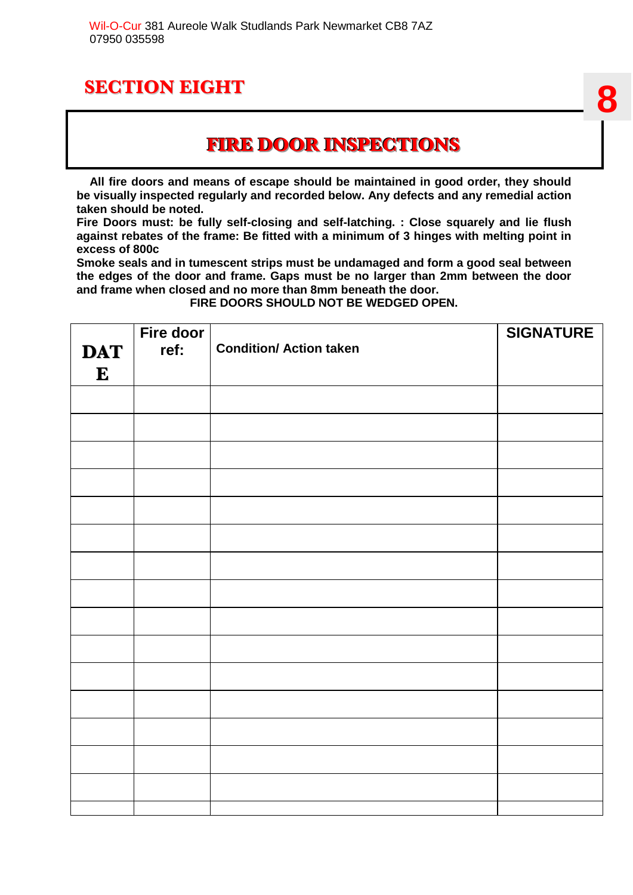Wil-O-Cur 381 Aureole Walk Studlands Park Newmarket CB8 7AZ
07950 035598

# SECTION EIGHT

8

## FIRE DOOR INSPECTIONS

**All fire doors and means of escape should be maintained in good order, they should be visually inspected regularly and recorded below. Any defects and any remedial action taken should be noted.**

**Fire Doors must: be fully self-closing and self-latching. : Close squarely and lie flush against rebates of the frame: Be fitted with a minimum of 3 hinges with melting point in excess of 800c**

**Smoke seals and in tumescent strips must be undamaged and form a good seal between the edges of the door and frame. Gaps must be no larger than 2mm between the door and frame when closed and no more than 8mm beneath the door.**

**FIRE DOORS SHOULD NOT BE WEDGED OPEN.**

| DATE | Fire door ref: | Condition/ Action taken | SIGNATURE |
|---|---|---|---|
| | | | |
| | | | |
| | | | |
| | | | |
| | | | |
| | | | |
| | | | |
| | | | |
| | | | |
| | | | |
| | | | |
| | | | |
| | | | |
| | | | |
| | | | |
| | | | |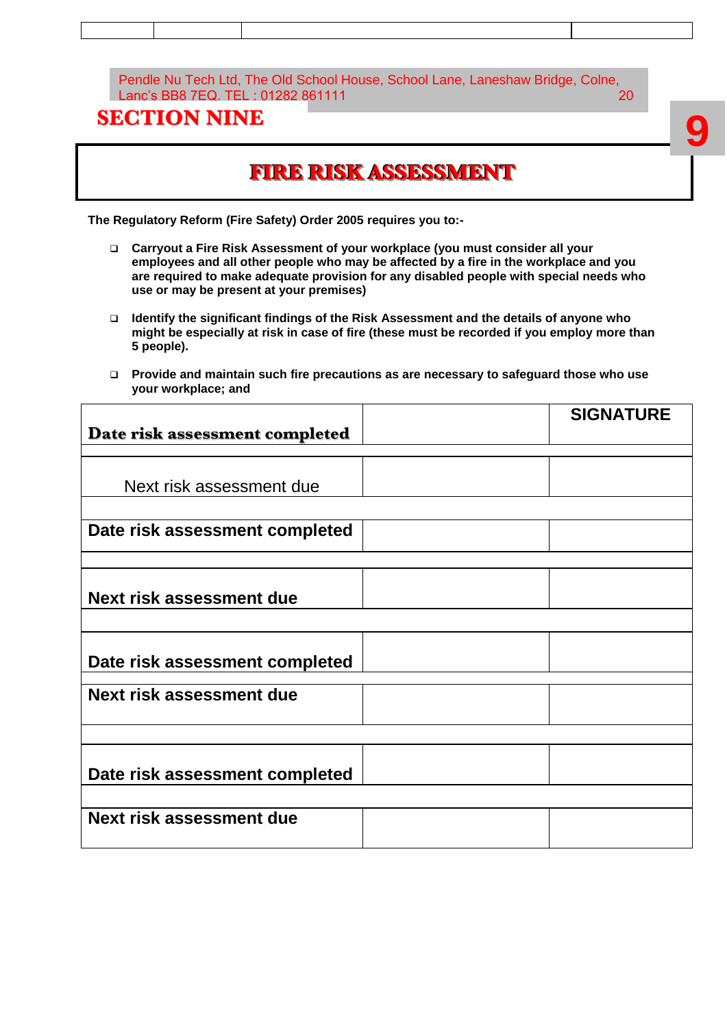## SECTION NINE

# FIRE RISK ASSESSMENT

**The Regulatory Reform (Fire Safety) Order 2005 requires you to:-**

- **Carryout a Fire Risk Assessment of your workplace (you must consider all your employees and all other people who may be affected by a fire in the workplace and you are required to make adequate provision for any disabled people with special needs who use or may be present at your premises)**
- **Identify the significant findings of the Risk Assessment and the details of anyone who might be especially at risk in case of fire (these must be recorded if you employ more than 5 people).**
- **Provide and maintain such fire precautions as are necessary to safeguard those who use your workplace; and**

| | | **SIGNATURE** |
|---|---|---|
| **Date risk assessment completed** | | |
| | | |
| Next risk assessment due | | |
| | | |
| **Date risk assessment completed** | | |
| | | |
| **Next risk assessment due** | | |
| | | |
| **Date risk assessment completed** | | |
| | | |
| **Next risk assessment due** | | |
| | | |
| **Date risk assessment completed** | | |
| | | |
| **Next risk assessment due** | | |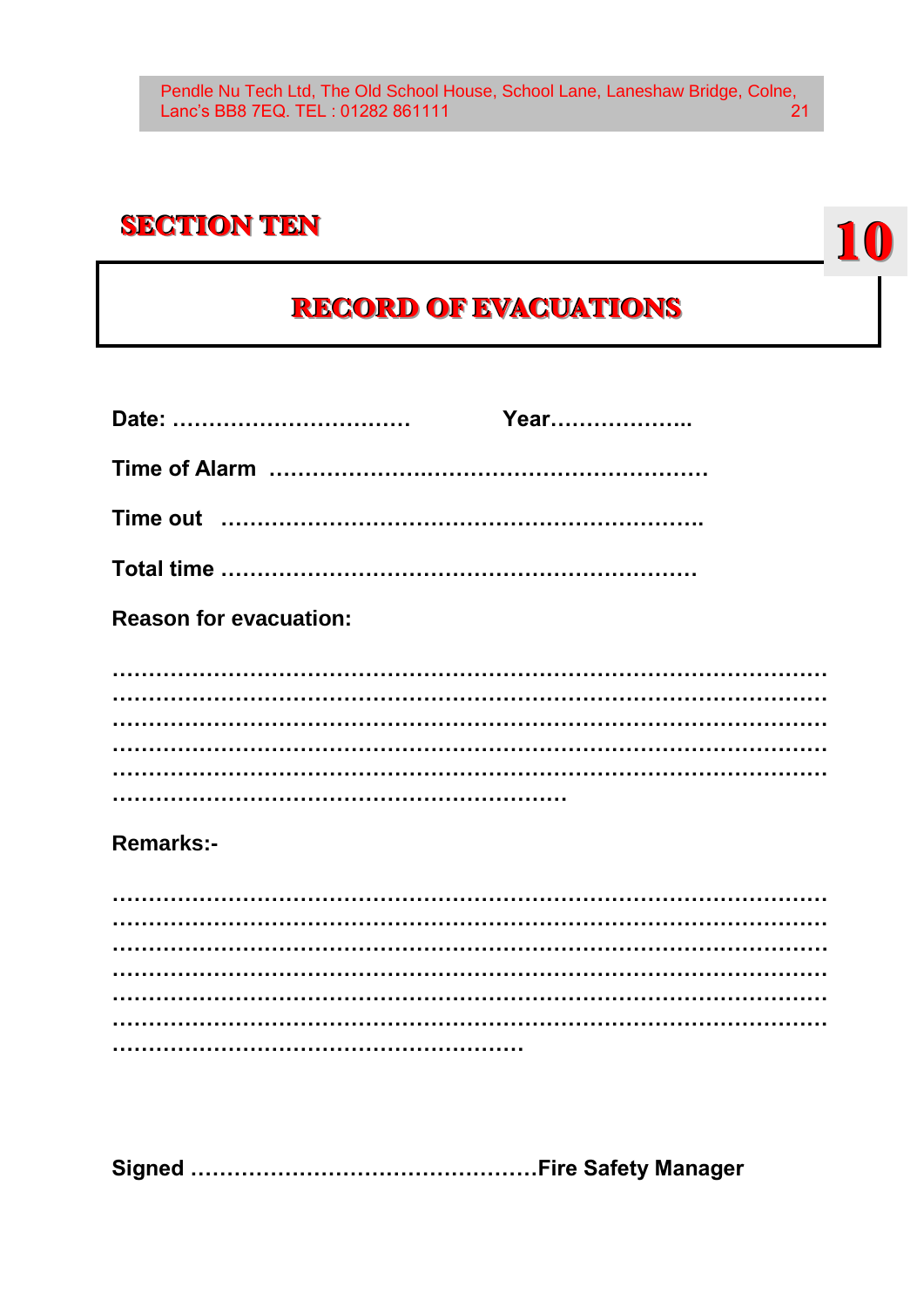# SECTION TEN

10

## RECORD OF EVACUATIONS

**Date: ……………………………  Year………………..**

**Time of Alarm ……………………………………………………**

**Time out ………………………………………………………….**

**Total time ………………………………………………………**

**Reason for evacuation:**

………………………………………………………………………………………
………………………………………………………………………………………
………………………………………………………………………………………
………………………………………………………………………………………
………………………………………………………………………………………
…………………………………………………………

**Remarks:-**

………………………………………………………………………………………
………………………………………………………………………………………
………………………………………………………………………………………
………………………………………………………………………………………
………………………………………………………………………………………
………………………………………………………………………………………
……………………………………………………

**Signed …………………………………………Fire Safety Manager**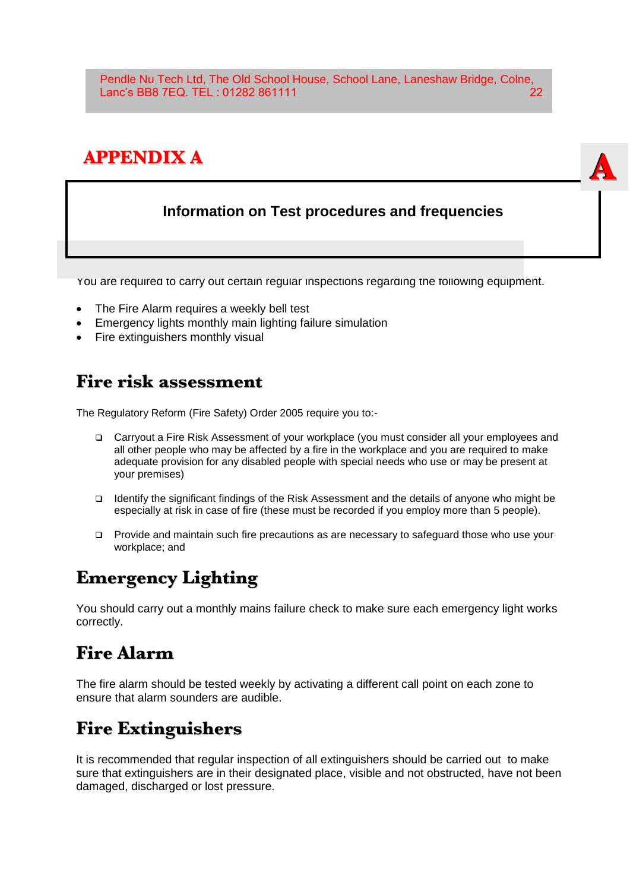# APPENDIX A

## Information on Test procedures and frequencies

You are required to carry out certain regular inspections regarding the following equipment.

- The Fire Alarm requires a weekly bell test
- Emergency lights monthly main lighting failure simulation
- Fire extinguishers monthly visual

## Fire risk assessment

The Regulatory Reform (Fire Safety) Order 2005 require you to:-

- Carryout a Fire Risk Assessment of your workplace (you must consider all your employees and all other people who may be affected by a fire in the workplace and you are required to make adequate provision for any disabled people with special needs who use or may be present at your premises)
- Identify the significant findings of the Risk Assessment and the details of anyone who might be especially at risk in case of fire (these must be recorded if you employ more than 5 people).
- Provide and maintain such fire precautions as are necessary to safeguard those who use your workplace; and

## Emergency Lighting

You should carry out a monthly mains failure check to make sure each emergency light works correctly.

## Fire Alarm

The fire alarm should be tested weekly by activating a different call point on each zone to ensure that alarm sounders are audible.

## Fire Extinguishers

It is recommended that regular inspection of all extinguishers should be carried out to make sure that extinguishers are in their designated place, visible and not obstructed, have not been damaged, discharged or lost pressure.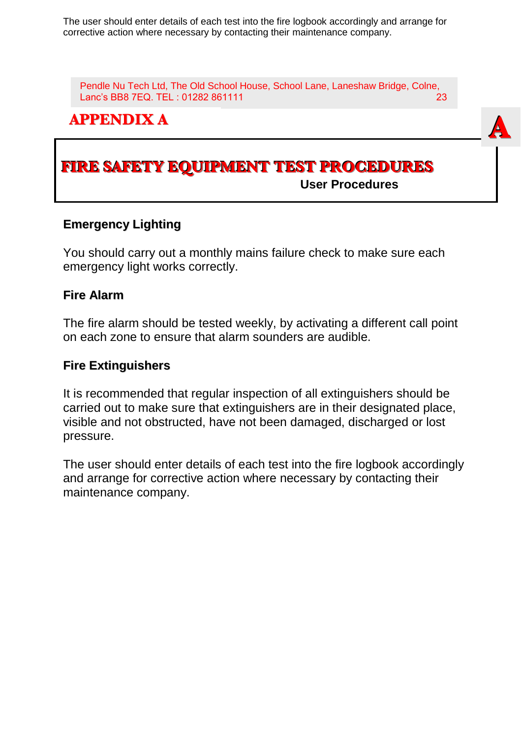The user should enter details of each test into the fire logbook accordingly and arrange for corrective action where necessary by contacting their maintenance company.

# APPENDIX A

## FIRE SAFETY EQUIPMENT TEST PROCEDURES

**User Procedures**

### Emergency Lighting

You should carry out a monthly mains failure check to make sure each emergency light works correctly.

### Fire Alarm

The fire alarm should be tested weekly, by activating a different call point on each zone to ensure that alarm sounders are audible.

### Fire Extinguishers

It is recommended that regular inspection of all extinguishers should be carried out to make sure that extinguishers are in their designated place, visible and not obstructed, have not been damaged, discharged or lost pressure.

The user should enter details of each test into the fire logbook accordingly and arrange for corrective action where necessary by contacting their maintenance company.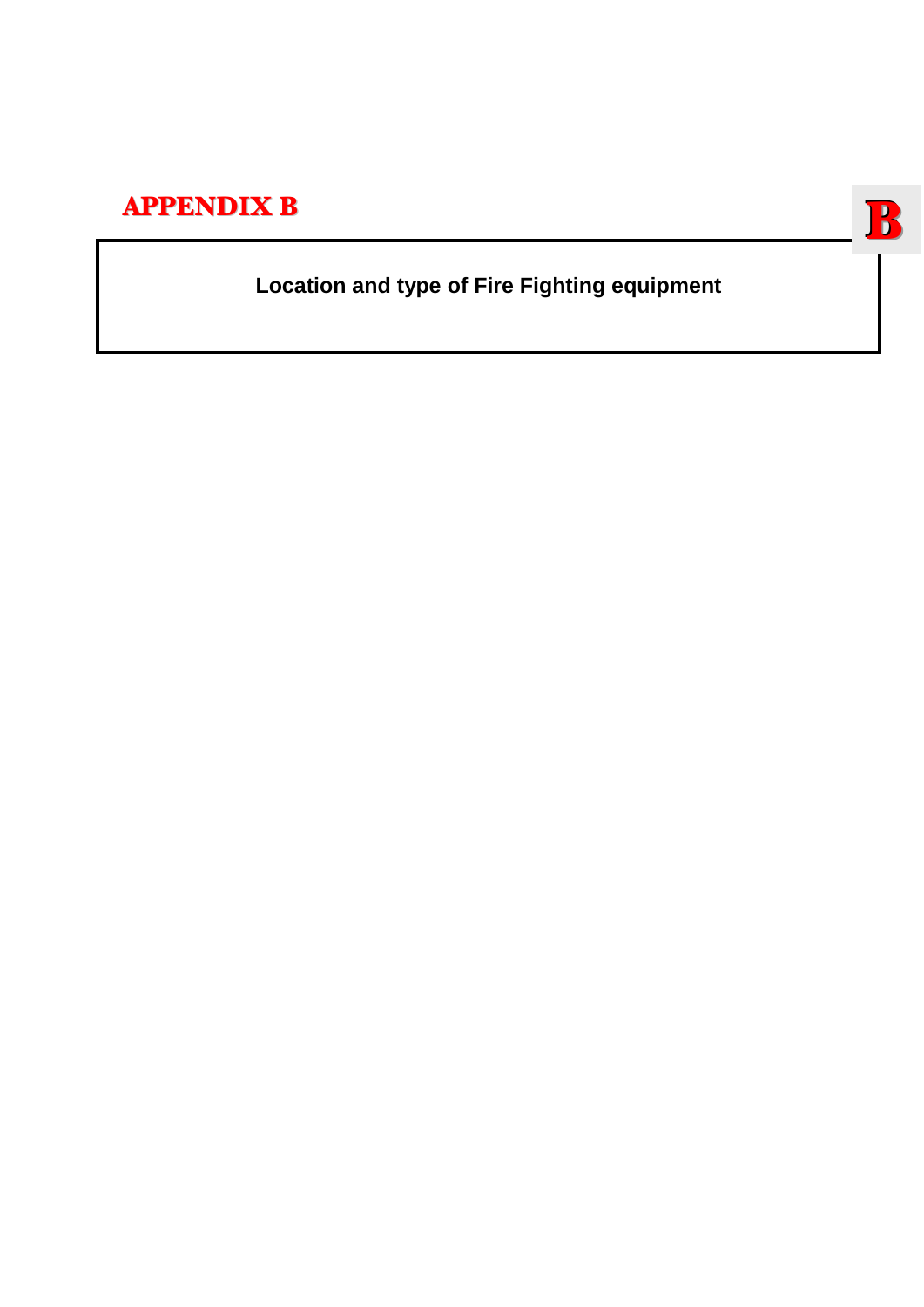# APPENDIX B

**Location and type of Fire Fighting equipment**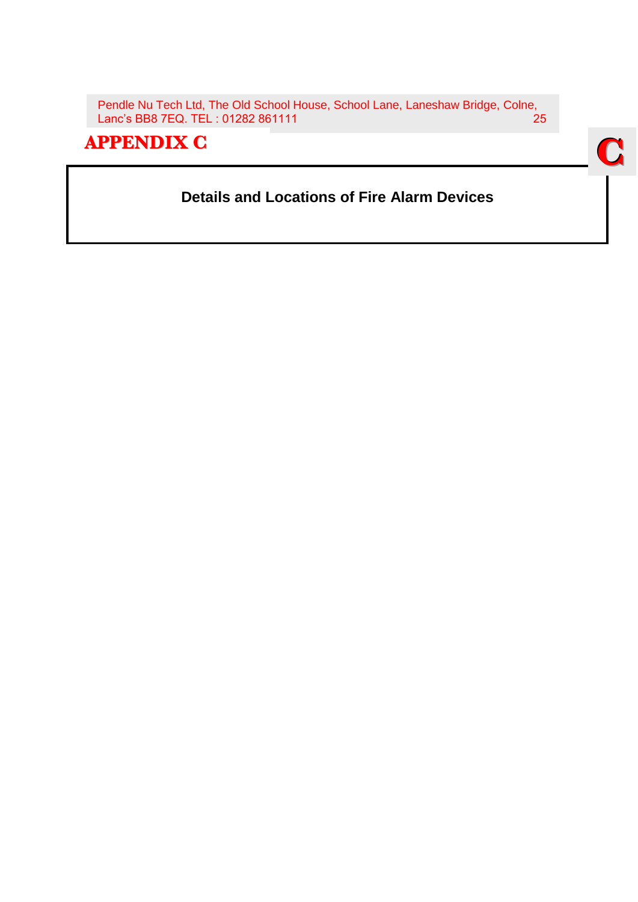# APPENDIX C

## Details and Locations of Fire Alarm Devices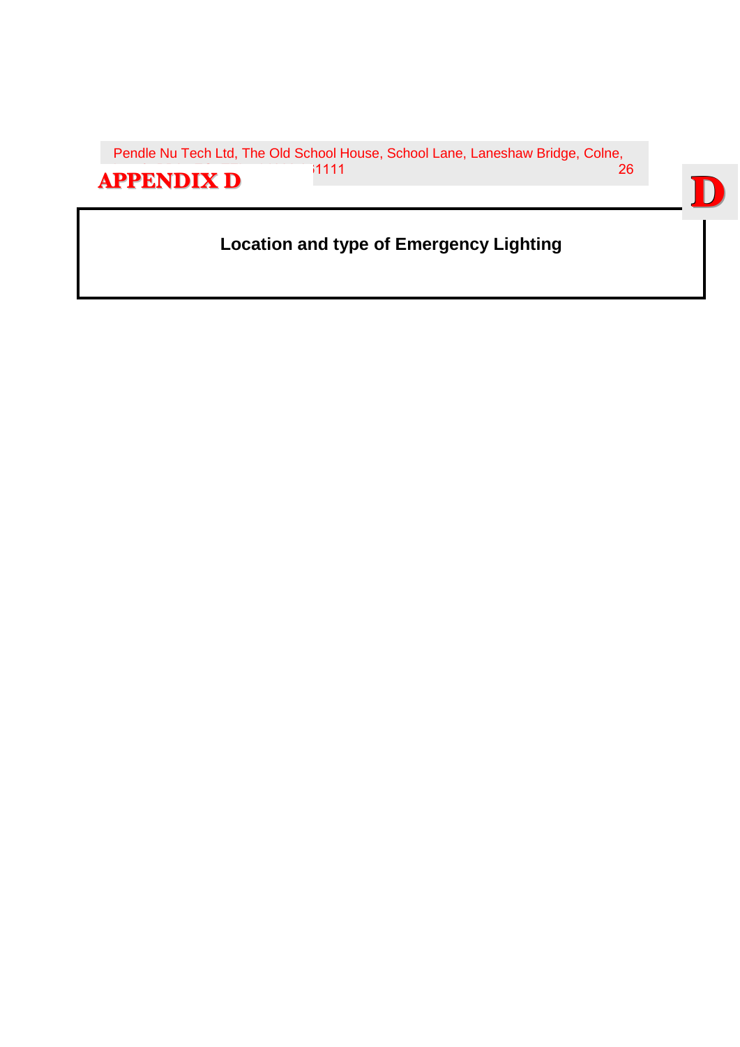# APPENDIX D

**Location and type of Emergency Lighting**